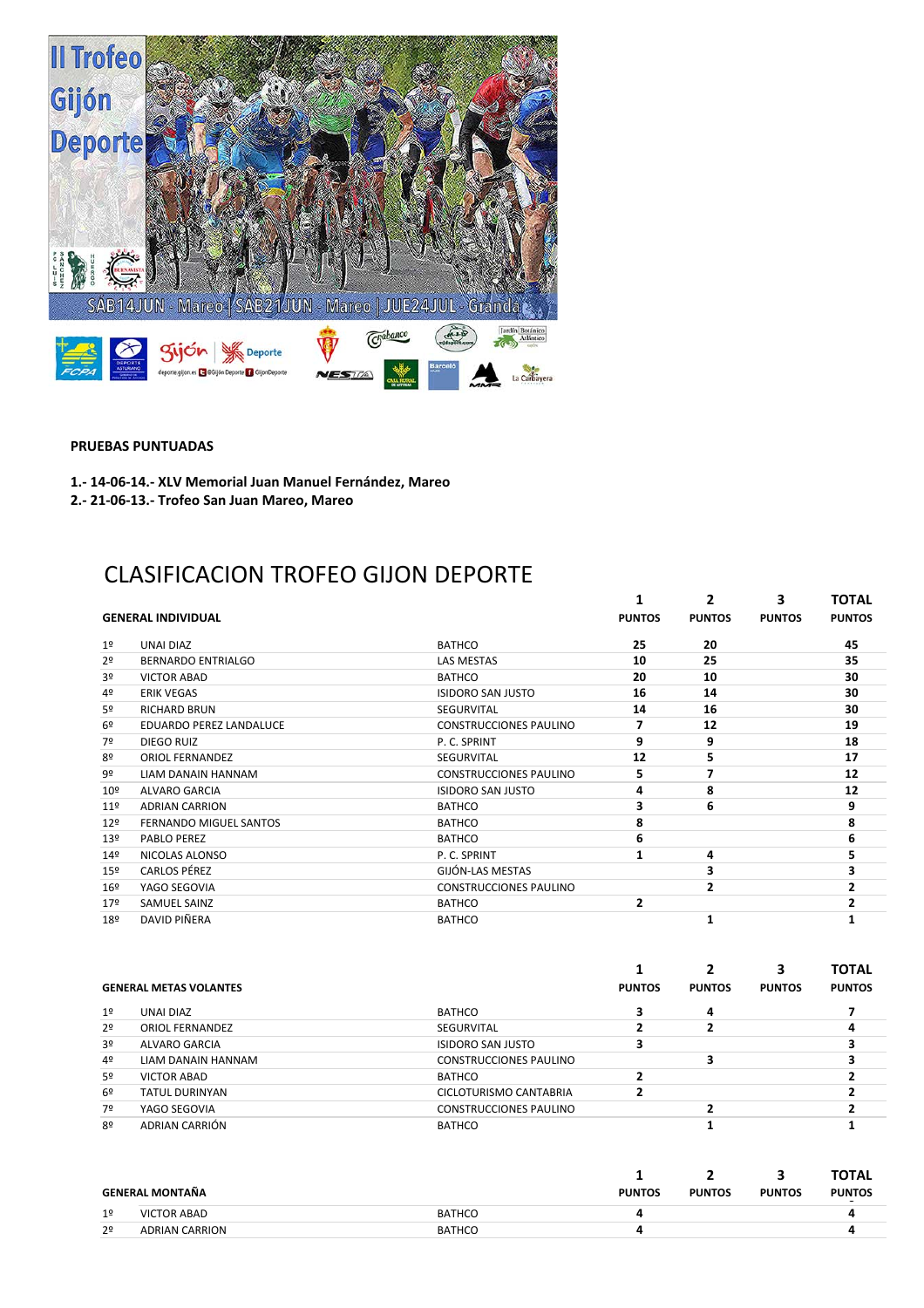**PRUEBAS PUNTUADAS**

**1.- 14-06-14.- XLV Memorial Juan Manuel Fernández, Mareo**
**2.- 21-06-13.- Trofeo San Juan Mareo, Mareo**

# CLASIFICACION TROFEO GIJON DEPORTE

| GENERAL INDIVIDUAL | | | 1 PUNTOS | 2 PUNTOS | 3 PUNTOS | TOTAL PUNTOS |
|---|---|---|---|---|---|---|
| 1º | UNAI DIAZ | BATHCO | 25 | 20 | | 45 |
| 2º | BERNARDO ENTRIALGO | LAS MESTAS | 10 | 25 | | 35 |
| 3º | VICTOR ABAD | BATHCO | 20 | 10 | | 30 |
| 4º | ERIK VEGAS | ISIDORO SAN JUSTO | 16 | 14 | | 30 |
| 5º | RICHARD BRUN | SEGURVITAL | 14 | 16 | | 30 |
| 6º | EDUARDO PEREZ LANDALUCE | CONSTRUCCIONES PAULINO | 7 | 12 | | 19 |
| 7º | DIEGO RUIZ | P. C. SPRINT | 9 | 9 | | 18 |
| 8º | ORIOL FERNANDEZ | SEGURVITAL | 12 | 5 | | 17 |
| 9º | LIAM DANAIN HANNAM | CONSTRUCCIONES PAULINO | 5 | 7 | | 12 |
| 10º | ALVARO GARCIA | ISIDORO SAN JUSTO | 4 | 8 | | 12 |
| 11º | ADRIAN CARRION | BATHCO | 3 | 6 | | 9 |
| 12º | FERNANDO MIGUEL SANTOS | BATHCO | 8 | | | 8 |
| 13º | PABLO PEREZ | BATHCO | 6 | | | 6 |
| 14º | NICOLAS ALONSO | P. C. SPRINT | 1 | 4 | | 5 |
| 15º | CARLOS PÉREZ | GIJÓN-LAS MESTAS | | 3 | | 3 |
| 16º | YAGO SEGOVIA | CONSTRUCCIONES PAULINO | | 2 | | 2 |
| 17º | SAMUEL SAINZ | BATHCO | 2 | | | 2 |
| 18º | DAVID PIÑERA | BATHCO | | 1 | | 1 |

| GENERAL METAS VOLANTES | | | 1 PUNTOS | 2 PUNTOS | 3 PUNTOS | TOTAL PUNTOS |
|---|---|---|---|---|---|---|
| 1º | UNAI DIAZ | BATHCO | 3 | 4 | | 7 |
| 2º | ORIOL FERNANDEZ | SEGURVITAL | 2 | 2 | | 4 |
| 3º | ALVARO GARCIA | ISIDORO SAN JUSTO | 3 | | | 3 |
| 4º | LIAM DANAIN HANNAM | CONSTRUCCIONES PAULINO | | 3 | | 3 |
| 5º | VICTOR ABAD | BATHCO | 2 | | | 2 |
| 6º | TATUL DURINYAN | CICLOTURISMO CANTABRIA | 2 | | | 2 |
| 7º | YAGO SEGOVIA | CONSTRUCCIONES PAULINO | | 2 | | 2 |
| 8º | ADRIAN CARRIÓN | BATHCO | | 1 | | 1 |

| GENERAL MONTAÑA | | | 1 PUNTOS | 2 PUNTOS | 3 PUNTOS | TOTAL PUNTOS |
|---|---|---|---|---|---|---|
| 1º | VICTOR ABAD | BATHCO | 4 | | | 4 |
| 2º | ADRIAN CARRION | BATHCO | 4 | | | 4 |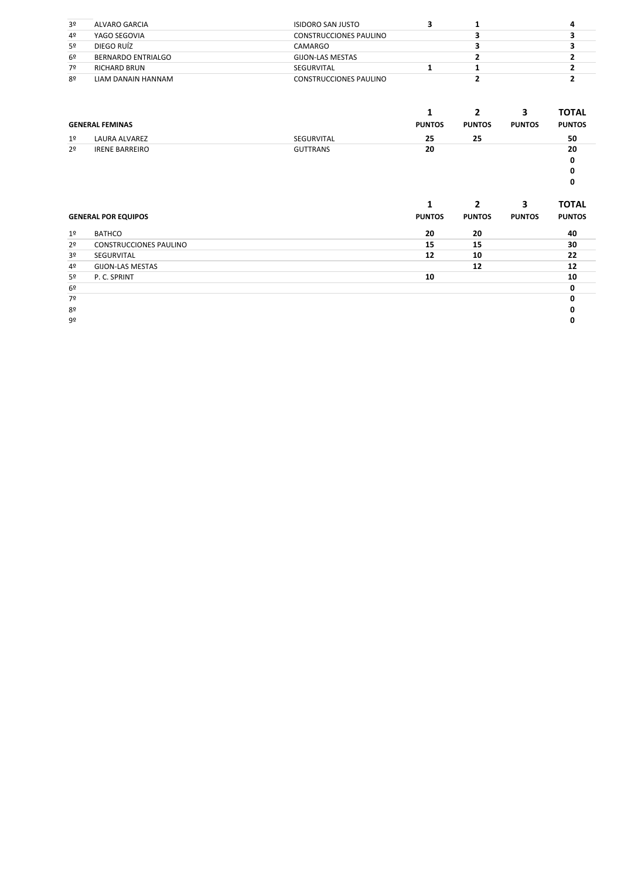| | | | | | | |
|---|---|---|---|---|---|---|
| 3º | ALVARO GARCIA | ISIDORO SAN JUSTO | 3 | 1 | | 4 |
| 4º | YAGO SEGOVIA | CONSTRUCCIONES PAULINO | | 3 | | 3 |
| 5º | DIEGO RUÍZ | CAMARGO | | 3 | | 3 |
| 6º | BERNARDO ENTRIALGO | GIJON-LAS MESTAS | | 2 | | 2 |
| 7º | RICHARD BRUN | SEGURVITAL | 1 | 1 | | 2 |
| 8º | LIAM DANAIN HANNAM | CONSTRUCCIONES PAULINO | | 2 | | 2 |

| | | | 1 | 2 | 3 | TOTAL |
|---|---|---|---|---|---|---|
| **GENERAL FEMINAS** | | | **PUNTOS** | **PUNTOS** | **PUNTOS** | **PUNTOS** |
| 1º | LAURA ALVAREZ | SEGURVITAL | 25 | 25 | | 50 |
| 2º | IRENE BARREIRO | GUTTRANS | 20 | | | 20 |
| | | | | | | 0 |
| | | | | | | 0 |
| | | | | | | 0 |

| | | 1 | 2 | 3 | TOTAL |
|---|---|---|---|---|---|
| **GENERAL POR EQUIPOS** | | **PUNTOS** | **PUNTOS** | **PUNTOS** | **PUNTOS** |
| 1º | BATHCO | 20 | 20 | | 40 |
| 2º | CONSTRUCCIONES PAULINO | 15 | 15 | | 30 |
| 3º | SEGURVITAL | 12 | 10 | | 22 |
| 4º | GIJON-LAS MESTAS | | 12 | | 12 |
| 5º | P. C. SPRINT | 10 | | | 10 |
| 6º | | | | | 0 |
| 7º | | | | | 0 |
| 8º | | | | | 0 |
| 9º | | | | | 0 |